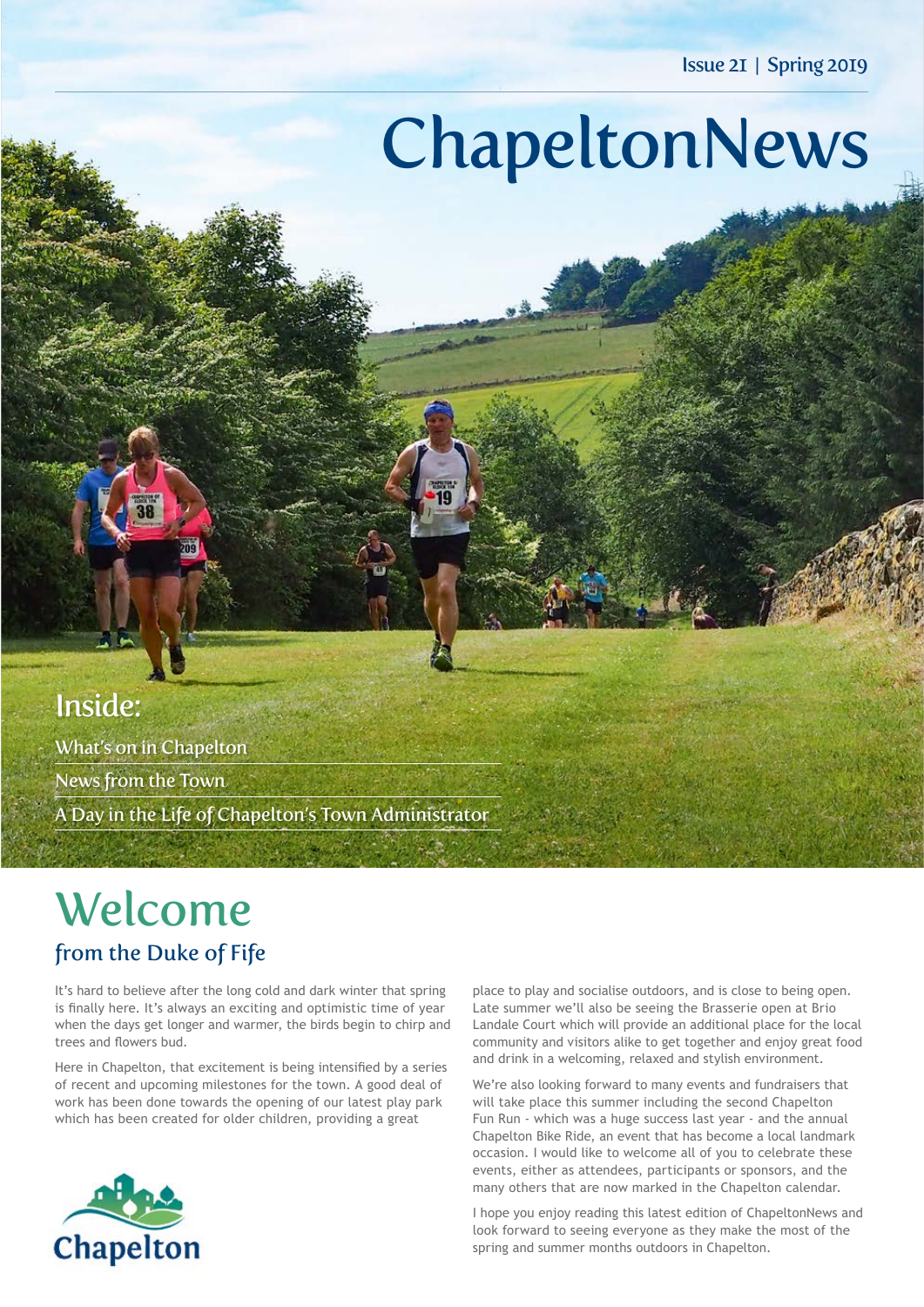Issue 21 | Spring 2019

# ChapeltonNews

## Inside:

- What's on in Chapelton
- News from the Town
- A Day in the Life of Chapelton's Town Administrator

# Welcome

## from the Duke of Fife

It's hard to believe after the long cold and dark winter that spring is finally here. It's always an exciting and optimistic time of year when the days get longer and warmer, the birds begin to chirp and trees and flowers bud.

Here in Chapelton, that excitement is being intensified by a series of recent and upcoming milestones for the town. A good deal of work has been done towards the opening of our latest play park which has been created for older children, providing a great place to play and socialise outdoors, and is close to being open. Late summer we'll also be seeing the Brasserie open at Brio Landale Court which will provide an additional place for the local community and visitors alike to get together and enjoy great food and drink in a welcoming, relaxed and stylish environment.

We're also looking forward to many events and fundraisers that will take place this summer including the second Chapelton Fun Run - which was a huge success last year - and the annual Chapelton Bike Ride, an event that has become a local landmark occasion. I would like to welcome all of you to celebrate these events, either as attendees, participants or sponsors, and the many others that are now marked in the Chapelton calendar.

I hope you enjoy reading this latest edition of ChapeltonNews and look forward to seeing everyone as they make the most of the spring and summer months outdoors in Chapelton.

Chapelton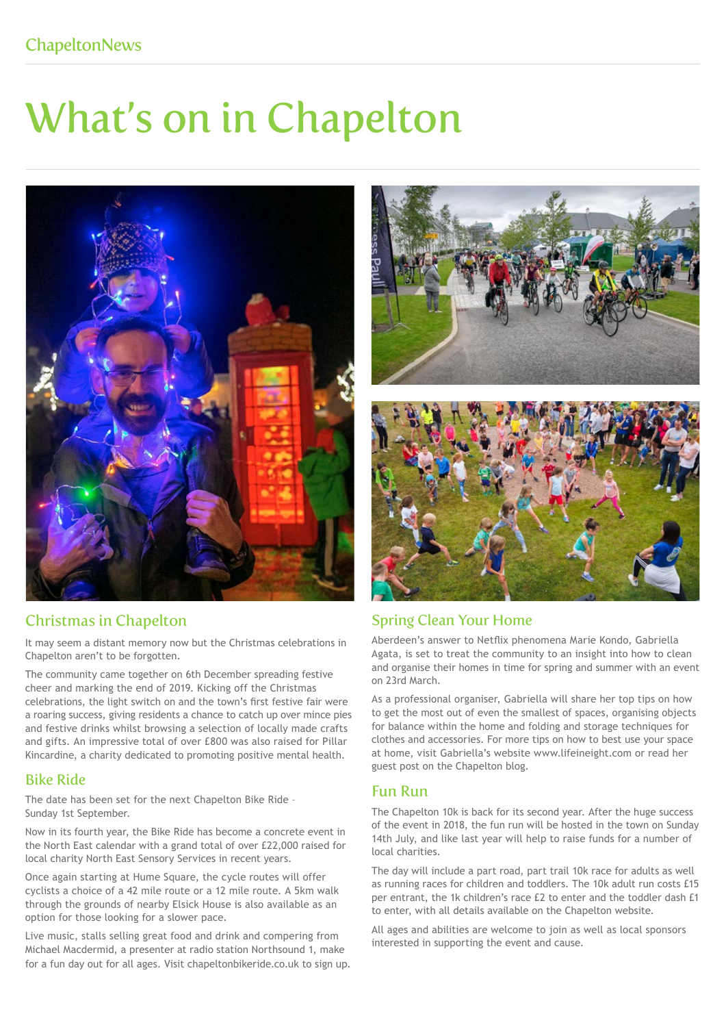# What's on in Chapelton

## Christmas in Chapelton

It may seem a distant memory now but the Christmas celebrations in Chapelton aren't to be forgotten.

The community came together on 6th December spreading festive cheer and marking the end of 2019. Kicking off the Christmas celebrations, the light switch on and the town's first festive fair were a roaring success, giving residents a chance to catch up over mince pies and festive drinks whilst browsing a selection of locally made crafts and gifts. An impressive total of over £800 was also raised for Pillar Kincardine, a charity dedicated to promoting positive mental health.

## Bike Ride

The date has been set for the next Chapelton Bike Ride – Sunday 1st September.

Now in its fourth year, the Bike Ride has become a concrete event in the North East calendar with a grand total of over £22,000 raised for local charity North East Sensory Services in recent years.

Once again starting at Hume Square, the cycle routes will offer cyclists a choice of a 42 mile route or a 12 mile route. A 5km walk through the grounds of nearby Elsick House is also available as an option for those looking for a slower pace.

Live music, stalls selling great food and drink and compering from Michael Macdermid, a presenter at radio station Northsound 1, make for a fun day out for all ages. Visit chapeltonbikeride.co.uk to sign up.

## Spring Clean Your Home

Aberdeen's answer to Netflix phenomena Marie Kondo, Gabriella Agata, is set to treat the community to an insight into how to clean and organise their homes in time for spring and summer with an event on 23rd March.

As a professional organiser, Gabriella will share her top tips on how to get the most out of even the smallest of spaces, organising objects for balance within the home and folding and storage techniques for clothes and accessories. For more tips on how to best use your space at home, visit Gabriella's website www.lifeineight.com or read her guest post on the Chapelton blog.

## Fun Run

The Chapelton 10k is back for its second year. After the huge success of the event in 2018, the fun run will be hosted in the town on Sunday 14th July, and like last year will help to raise funds for a number of local charities.

The day will include a part road, part trail 10k race for adults as well as running races for children and toddlers. The 10k adult run costs £15 per entrant, the 1k children's race £2 to enter and the toddler dash £1 to enter, with all details available on the Chapelton website.

All ages and abilities are welcome to join as well as local sponsors interested in supporting the event and cause.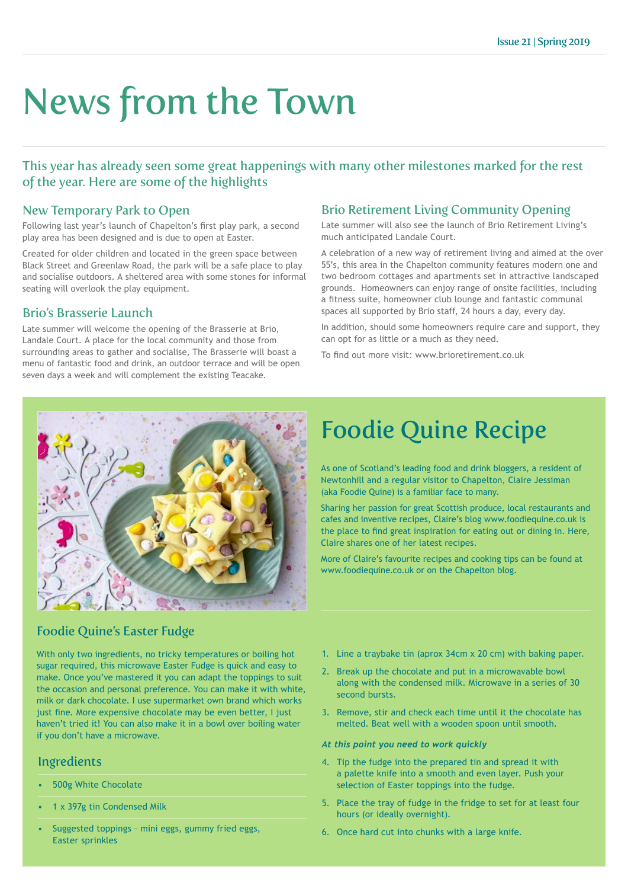# News from the Town

## This year has already seen some great happenings with many other milestones marked for the rest of the year. Here are some of the highlights

### New Temporary Park to Open

Following last year's launch of Chapelton's first play park, a second play area has been designed and is due to open at Easter.

Created for older children and located in the green space between Black Street and Greenlaw Road, the park will be a safe place to play and socialise outdoors. A sheltered area with some stones for informal seating will overlook the play equipment.

### Brio's Brasserie Launch

Late summer will welcome the opening of the Brasserie at Brio, Landale Court. A place for the local community and those from surrounding areas to gather and socialise, The Brasserie will boast a menu of fantastic food and drink, an outdoor terrace and will be open seven days a week and will complement the existing Teacake.

### Brio Retirement Living Community Opening

Late summer will also see the launch of Brio Retirement Living's much anticipated Landale Court.

A celebration of a new way of retirement living and aimed at the over 55's, this area in the Chapelton community features modern one and two bedroom cottages and apartments set in attractive landscaped grounds. Homeowners can enjoy range of onsite facilities, including a fitness suite, homeowner club lounge and fantastic communal spaces all supported by Brio staff, 24 hours a day, every day.

In addition, should some homeowners require care and support, they can opt for as little or a much as they need.

To find out more visit: www.brioretirement.co.uk

## Foodie Quine Recipe

As one of Scotland's leading food and drink bloggers, a resident of Newtonhill and a regular visitor to Chapelton, Claire Jessiman (aka Foodie Quine) is a familiar face to many.

Sharing her passion for great Scottish produce, local restaurants and cafes and inventive recipes, Claire's blog www.foodiequine.co.uk is the place to find great inspiration for eating out or dining in. Here, Claire shares one of her latest recipes.

More of Claire's favourite recipes and cooking tips can be found at www.foodiequine.co.uk or on the Chapelton blog.

### Foodie Quine's Easter Fudge

With only two ingredients, no tricky temperatures or boiling hot sugar required, this microwave Easter Fudge is quick and easy to make. Once you've mastered it you can adapt the toppings to suit the occasion and personal preference. You can make it with white, milk or dark chocolate. I use supermarket own brand which works just fine. More expensive chocolate may be even better, I just haven't tried it! You can also make it in a bowl over boiling water if you don't have a microwave.

### Ingredients

- 500g White Chocolate
- 1 x 397g tin Condensed Milk
- Suggested toppings – mini eggs, gummy fried eggs, Easter sprinkles

1. Line a traybake tin (aprox 34cm x 20 cm) with baking paper.
2. Break up the chocolate and put in a microwavable bowl along with the condensed milk. Microwave in a series of 30 second bursts.
3. Remove, stir and check each time until it the chocolate has melted. Beat well with a wooden spoon until smooth.

***At this point you need to work quickly***

4. Tip the fudge into the prepared tin and spread it with a palette knife into a smooth and even layer. Push your selection of Easter toppings into the fudge.
5. Place the tray of fudge in the fridge to set for at least four hours (or ideally overnight).
6. Once hard cut into chunks with a large knife.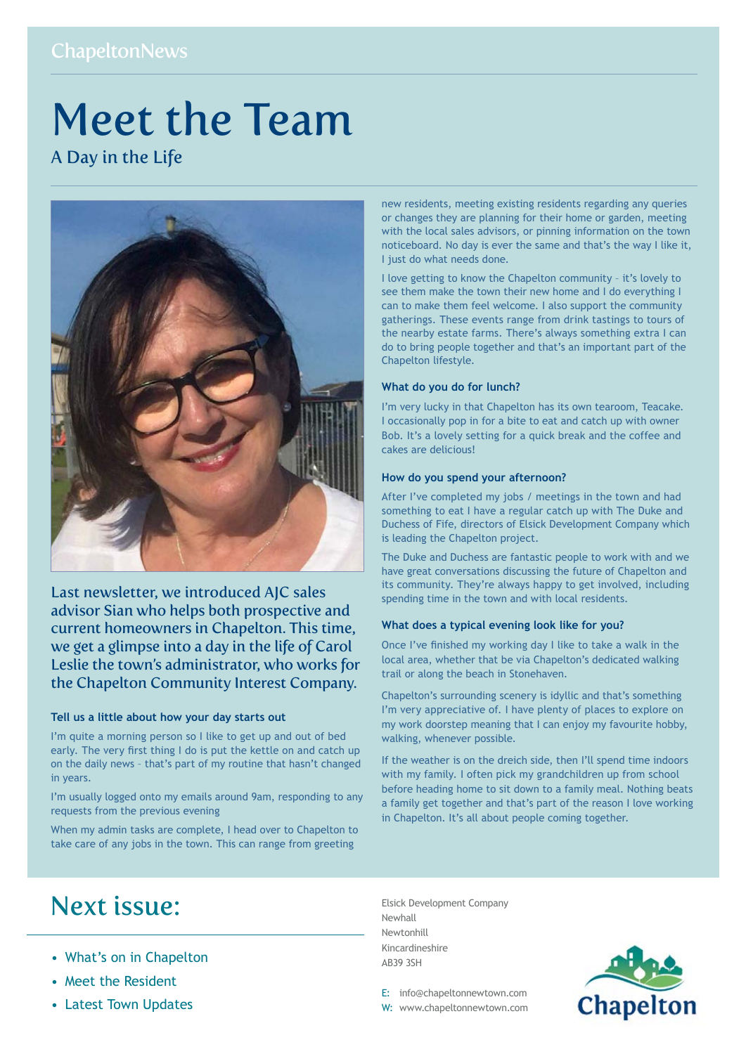ChapeltonNews

# Meet the Team

## A Day in the Life

Last newsletter, we introduced AJC sales advisor Sian who helps both prospective and current homeowners in Chapelton. This time, we get a glimpse into a day in the life of Carol Leslie the town's administrator, who works for the Chapelton Community Interest Company.

### Tell us a little about how your day starts out

I'm quite a morning person so I like to get up and out of bed early. The very first thing I do is put the kettle on and catch up on the daily news – that's part of my routine that hasn't changed in years.

I'm usually logged onto my emails around 9am, responding to any requests from the previous evening

When my admin tasks are complete, I head over to Chapelton to take care of any jobs in the town. This can range from greeting new residents, meeting existing residents regarding any queries or changes they are planning for their home or garden, meeting with the local sales advisors, or pinning information on the town noticeboard. No day is ever the same and that's the way I like it, I just do what needs done.

I love getting to know the Chapelton community – it's lovely to see them make the town their new home and I do everything I can to make them feel welcome. I also support the community gatherings. These events range from drink tastings to tours of the nearby estate farms. There's always something extra I can do to bring people together and that's an important part of the Chapelton lifestyle.

### What do you do for lunch?

I'm very lucky in that Chapelton has its own tearoom, Teacake. I occasionally pop in for a bite to eat and catch up with owner Bob. It's a lovely setting for a quick break and the coffee and cakes are delicious!

### How do you spend your afternoon?

After I've completed my jobs / meetings in the town and had something to eat I have a regular catch up with The Duke and Duchess of Fife, directors of Elsick Development Company which is leading the Chapelton project.

The Duke and Duchess are fantastic people to work with and we have great conversations discussing the future of Chapelton and its community. They're always happy to get involved, including spending time in the town and with local residents.

### What does a typical evening look like for you?

Once I've finished my working day I like to take a walk in the local area, whether that be via Chapelton's dedicated walking trail or along the beach in Stonehaven.

Chapelton's surrounding scenery is idyllic and that's something I'm very appreciative of. I have plenty of places to explore on my work doorstep meaning that I can enjoy my favourite hobby, walking, whenever possible.

If the weather is on the dreich side, then I'll spend time indoors with my family. I often pick my grandchildren up from school before heading home to sit down to a family meal. Nothing beats a family get together and that's part of the reason I love working in Chapelton. It's all about people coming together.

## Next issue:

- What's on in Chapelton
- Meet the Resident
- Latest Town Updates

Elsick Development Company
Newhall
Newtonhill
Kincardineshire
AB39 3SH

E: info@chapeltonnewtown.com
W: www.chapeltonnewtown.com

Chapelton